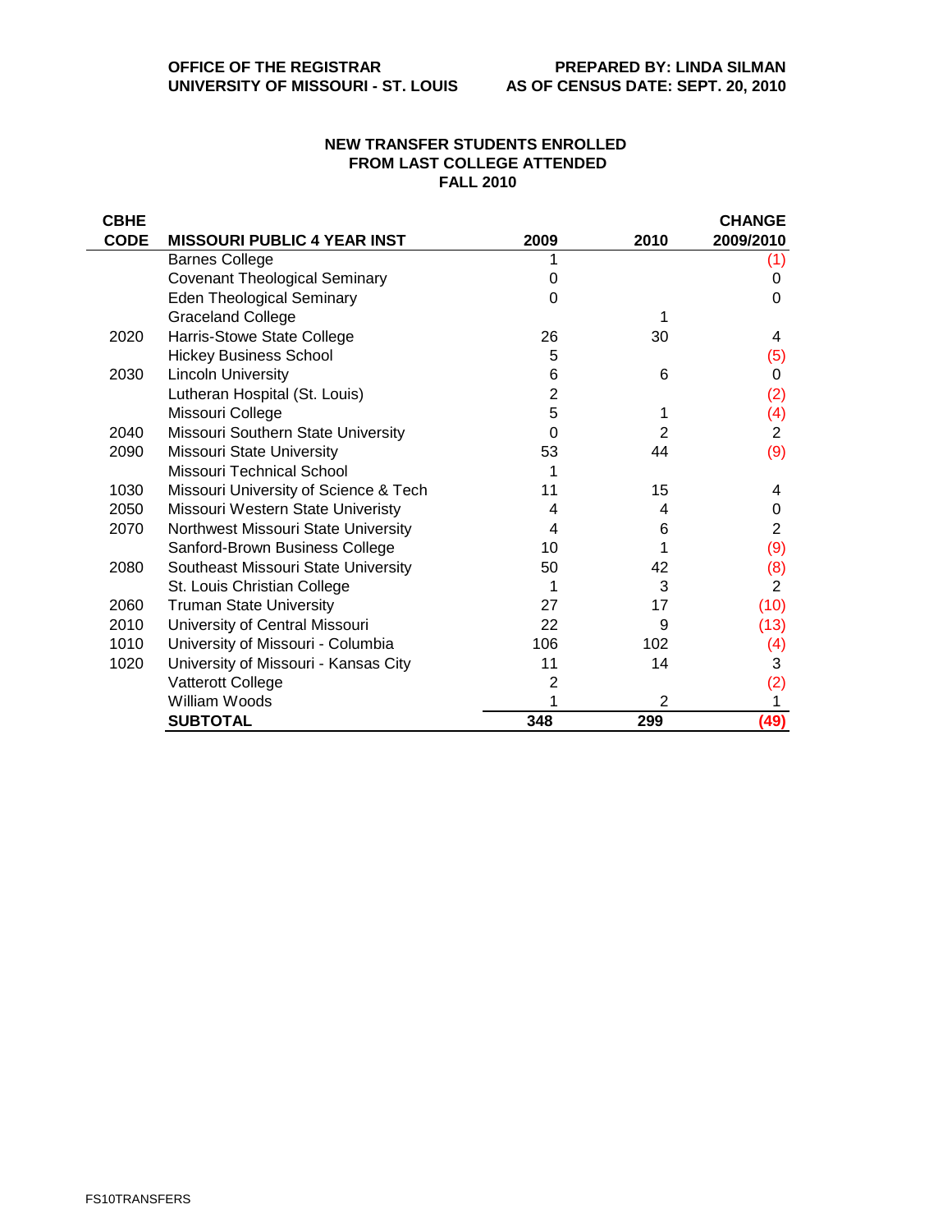**OFFICE OF THE REGISTRAR**
**UNIVERSITY OF MISSOURI - ST. LOUIS**

**PREPARED BY: LINDA SILMAN**
**AS OF CENSUS DATE: SEPT. 20, 2010**

## NEW TRANSFER STUDENTS ENROLLED FROM LAST COLLEGE ATTENDED FALL 2010

| CBHE CODE | MISSOURI PUBLIC 4 YEAR INST | 2009 | 2010 | CHANGE 2009/2010 |
|---|---|---|---|---|
| | Barnes College | 1 | | (1) |
| | Covenant Theological Seminary | 0 | | 0 |
| | Eden Theological Seminary | 0 | | 0 |
| | Graceland College | | 1 | |
| 2020 | Harris-Stowe State College | 26 | 30 | 4 |
| | Hickey Business School | 5 | | (5) |
| 2030 | Lincoln University | 6 | 6 | 0 |
| | Lutheran Hospital (St. Louis) | 2 | | (2) |
| | Missouri College | 5 | 1 | (4) |
| 2040 | Missouri Southern State University | 0 | 2 | 2 |
| 2090 | Missouri State University | 53 | 44 | (9) |
| | Missouri Technical School | 1 | | |
| 1030 | Missouri University of Science & Tech | 11 | 15 | 4 |
| 2050 | Missouri Western State Univeristy | 4 | 4 | 0 |
| 2070 | Northwest Missouri State University | 4 | 6 | 2 |
| | Sanford-Brown Business College | 10 | 1 | (9) |
| 2080 | Southeast Missouri State University | 50 | 42 | (8) |
| | St. Louis Christian College | 1 | 3 | 2 |
| 2060 | Truman State University | 27 | 17 | (10) |
| 2010 | University of Central Missouri | 22 | 9 | (13) |
| 1010 | University of Missouri - Columbia | 106 | 102 | (4) |
| 1020 | University of Missouri - Kansas City | 11 | 14 | 3 |
| | Vatterott College | 2 | | (2) |
| | William Woods | 1 | 2 | 1 |
| | **SUBTOTAL** | **348** | **299** | **(49)** |

FS10TRANSFERS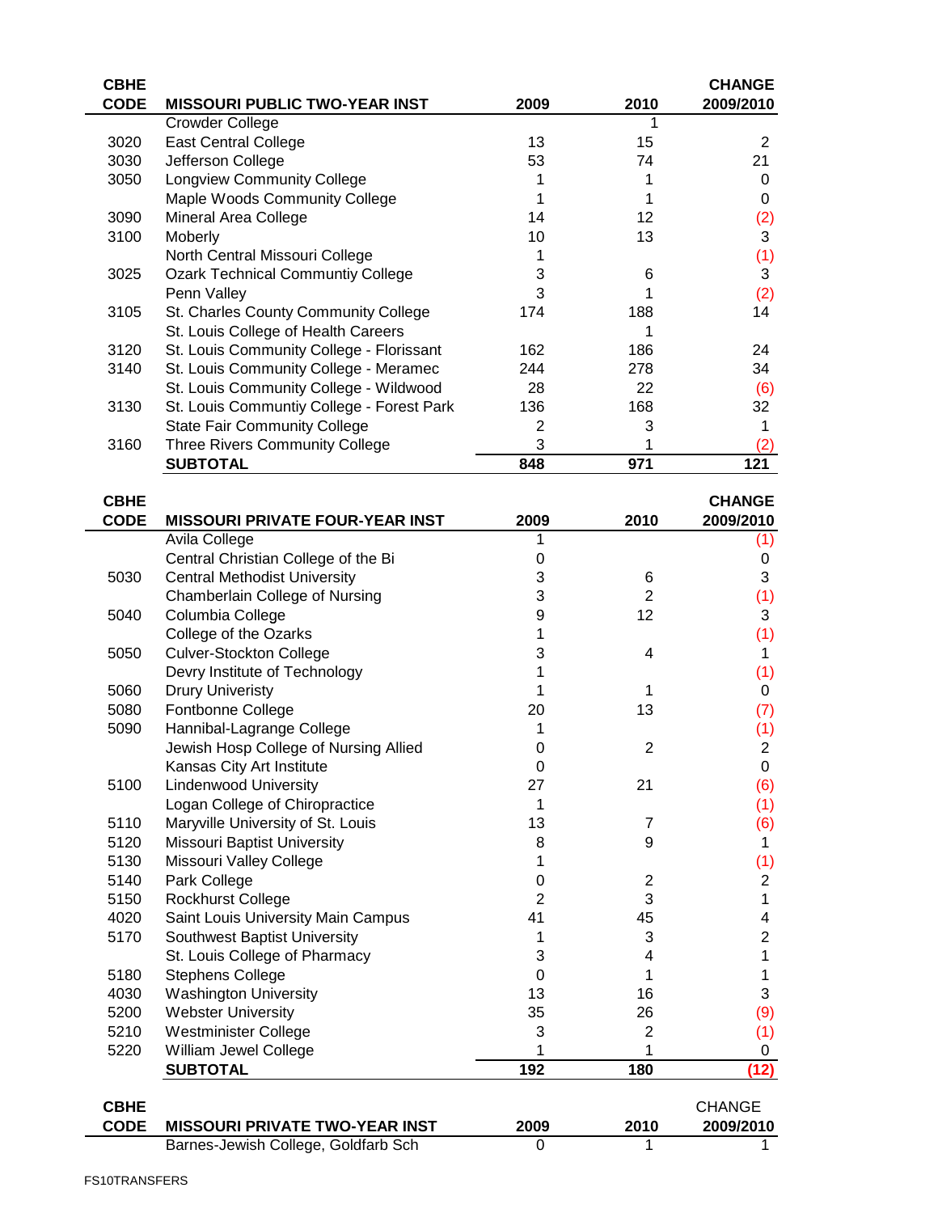| CBHE CODE | MISSOURI PUBLIC TWO-YEAR INST | 2009 | 2010 | CHANGE 2009/2010 |
|---|---|---|---|---|
| | Crowder College | | 1 | |
| 3020 | East Central College | 13 | 15 | 2 |
| 3030 | Jefferson College | 53 | 74 | 21 |
| 3050 | Longview Community College | 1 | 1 | 0 |
| | Maple Woods Community College | 1 | 1 | 0 |
| 3090 | Mineral Area College | 14 | 12 | (2) |
| 3100 | Moberly | 10 | 13 | 3 |
| | North Central Missouri College | 1 | | (1) |
| 3025 | Ozark Technical Communtiy College | 3 | 6 | 3 |
| | Penn Valley | 3 | 1 | (2) |
| 3105 | St. Charles County Community College | 174 | 188 | 14 |
| | St. Louis College of Health Careers | | 1 | |
| 3120 | St. Louis Community College - Florissant | 162 | 186 | 24 |
| 3140 | St. Louis Community College - Meramec | 244 | 278 | 34 |
| | St. Louis Community College - Wildwood | 28 | 22 | (6) |
| 3130 | St. Louis Communtiy College - Forest Park | 136 | 168 | 32 |
| | State Fair Community College | 2 | 3 | 1 |
| 3160 | Three Rivers Community College | 3 | 1 | (2) |
| | **SUBTOTAL** | **848** | **971** | **121** |

| CBHE CODE | MISSOURI PRIVATE FOUR-YEAR INST | 2009 | 2010 | CHANGE 2009/2010 |
|---|---|---|---|---|
| | Avila College | 1 | | (1) |
| | Central Christian College of the Bi | 0 | | 0 |
| 5030 | Central Methodist University | 3 | 6 | 3 |
| | Chamberlain College of Nursing | 3 | 2 | (1) |
| 5040 | Columbia College | 9 | 12 | 3 |
| | College of the Ozarks | 1 | | (1) |
| 5050 | Culver-Stockton College | 3 | 4 | 1 |
| | Devry Institute of Technology | 1 | | (1) |
| 5060 | Drury Univeristy | 1 | 1 | 0 |
| 5080 | Fontbonne College | 20 | 13 | (7) |
| 5090 | Hannibal-Lagrange College | 1 | | (1) |
| | Jewish Hosp College of Nursing Allied | 0 | 2 | 2 |
| | Kansas City Art Institute | 0 | | 0 |
| 5100 | Lindenwood University | 27 | 21 | (6) |
| | Logan College of Chiropractice | 1 | | (1) |
| 5110 | Maryville University of St. Louis | 13 | 7 | (6) |
| 5120 | Missouri Baptist University | 8 | 9 | 1 |
| 5130 | Missouri Valley College | 1 | | (1) |
| 5140 | Park College | 0 | 2 | 2 |
| 5150 | Rockhurst College | 2 | 3 | 1 |
| 4020 | Saint Louis University Main Campus | 41 | 45 | 4 |
| 5170 | Southwest Baptist University | 1 | 3 | 2 |
| | St. Louis College of Pharmacy | 3 | 4 | 1 |
| 5180 | Stephens College | 0 | 1 | 1 |
| 4030 | Washington University | 13 | 16 | 3 |
| 5200 | Webster University | 35 | 26 | (9) |
| 5210 | Westminster College | 3 | 2 | (1) |
| 5220 | William Jewel College | 1 | 1 | 0 |
| | **SUBTOTAL** | **192** | **180** | **(12)** |

| CBHE CODE | MISSOURI PRIVATE TWO-YEAR INST | 2009 | 2010 | CHANGE 2009/2010 |
|---|---|---|---|---|
| | Barnes-Jewish College, Goldfarb Sch | 0 | 1 | 1 |

FS10TRANSFERS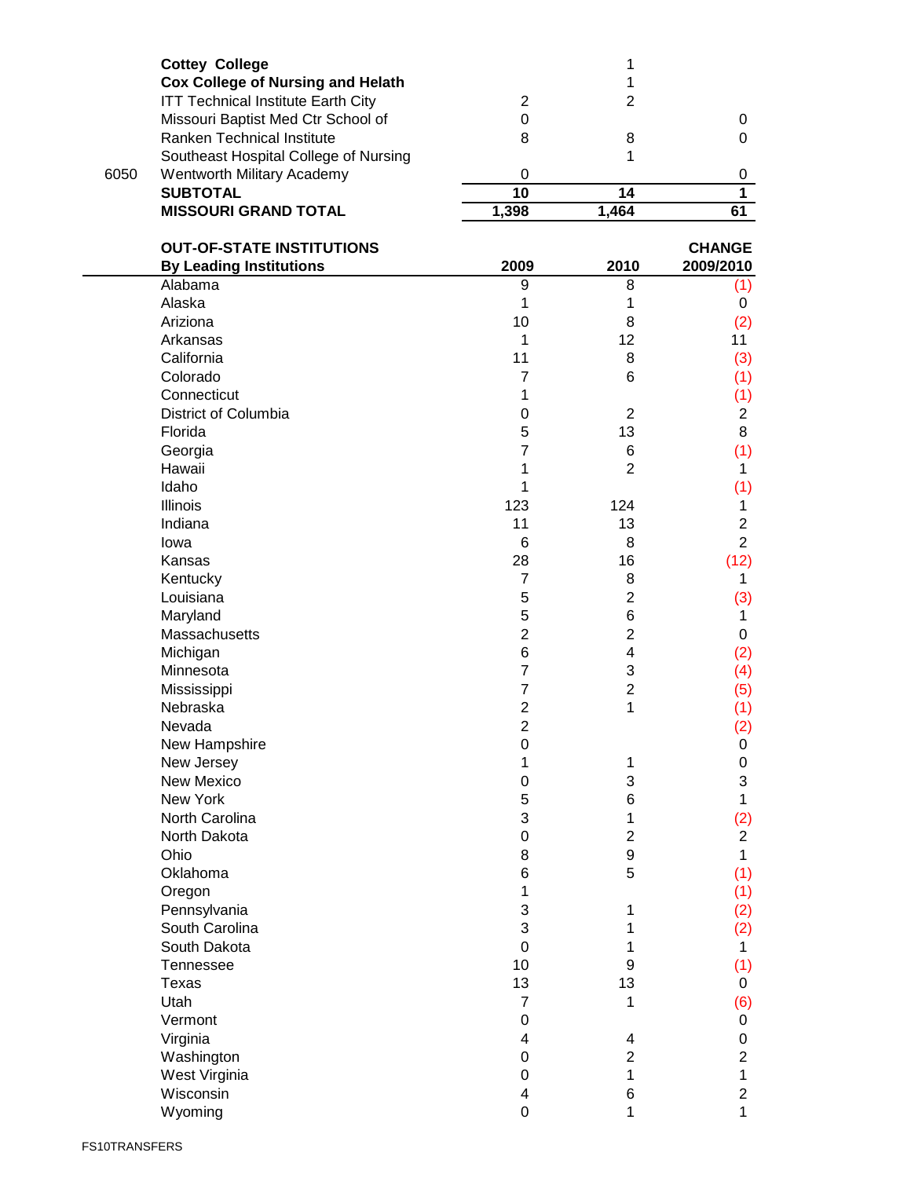| | | | | |
|---|---|---|---|---|
| | **Cottey College** | | 1 | |
| | **Cox College of Nursing and Helath** | | 1 | |
| | ITT Technical Institute Earth City | 2 | 2 | |
| | Missouri Baptist Med Ctr School of | 0 | | 0 |
| | Ranken Technical Institute | 8 | 8 | 0 |
| | Southeast Hospital College of Nursing | | 1 | |
| 6050 | Wentworth Military Academy | 0 | | 0 |
| | **SUBTOTAL** | **10** | **14** | **1** |
| | **MISSOURI GRAND TOTAL** | **1,398** | **1,464** | **61** |

| **OUT-OF-STATE INSTITUTIONS By Leading Institutions** | **2009** | **2010** | **CHANGE 2009/2010** |
|---|---|---|---|
| Alabama | 9 | 8 | (1) |
| Alaska | 1 | 1 | 0 |
| Ariziona | 10 | 8 | (2) |
| Arkansas | 1 | 12 | 11 |
| California | 11 | 8 | (3) |
| Colorado | 7 | 6 | (1) |
| Connecticut | 1 | | (1) |
| District of Columbia | 0 | 2 | 2 |
| Florida | 5 | 13 | 8 |
| Georgia | 7 | 6 | (1) |
| Hawaii | 1 | 2 | 1 |
| Idaho | 1 | | (1) |
| Illinois | 123 | 124 | 1 |
| Indiana | 11 | 13 | 2 |
| Iowa | 6 | 8 | 2 |
| Kansas | 28 | 16 | (12) |
| Kentucky | 7 | 8 | 1 |
| Louisiana | 5 | 2 | (3) |
| Maryland | 5 | 6 | 1 |
| Massachusetts | 2 | 2 | 0 |
| Michigan | 6 | 4 | (2) |
| Minnesota | 7 | 3 | (4) |
| Mississippi | 7 | 2 | (5) |
| Nebraska | 2 | 1 | (1) |
| Nevada | 2 | | (2) |
| New Hampshire | 0 | | 0 |
| New Jersey | 1 | 1 | 0 |
| New Mexico | 0 | 3 | 3 |
| New York | 5 | 6 | 1 |
| North Carolina | 3 | 1 | (2) |
| North Dakota | 0 | 2 | 2 |
| Ohio | 8 | 9 | 1 |
| Oklahoma | 6 | 5 | (1) |
| Oregon | 1 | | (1) |
| Pennsylvania | 3 | 1 | (2) |
| South Carolina | 3 | 1 | (2) |
| South Dakota | 0 | 1 | 1 |
| Tennessee | 10 | 9 | (1) |
| Texas | 13 | 13 | 0 |
| Utah | 7 | 1 | (6) |
| Vermont | 0 | | 0 |
| Virginia | 4 | 4 | 0 |
| Washington | 0 | 2 | 2 |
| West Virginia | 0 | 1 | 1 |
| Wisconsin | 4 | 6 | 2 |
| Wyoming | 0 | 1 | 1 |

FS10TRANSFERS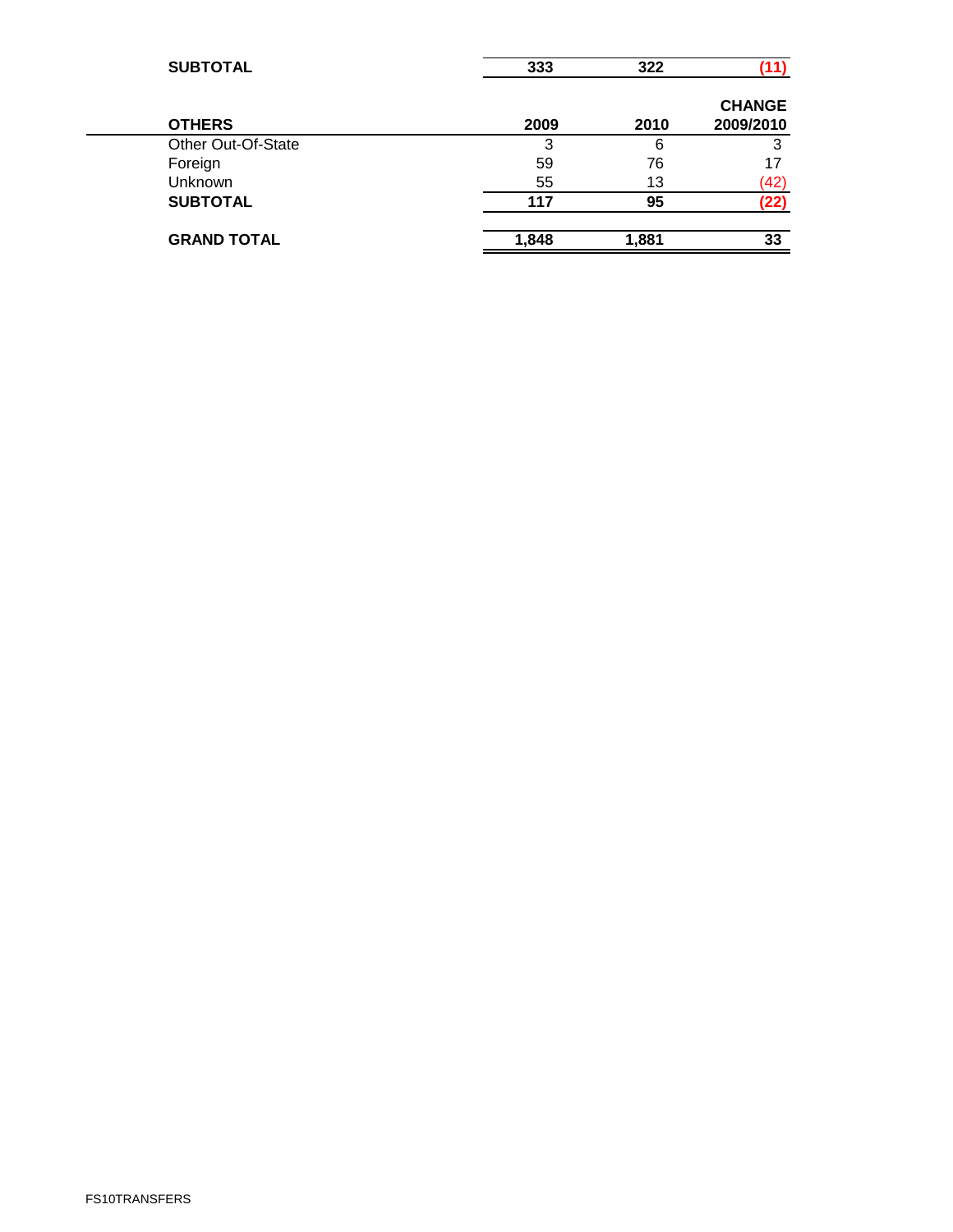| | | | |
|---|---|---|---|
| **SUBTOTAL** | **333** | **322** | **(11)** |

| **OTHERS** | **2009** | **2010** | **CHANGE 2009/2010** |
|---|---|---|---|
| Other Out-Of-State | 3 | 6 | 3 |
| Foreign | 59 | 76 | 17 |
| Unknown | 55 | 13 | (42) |
| **SUBTOTAL** | **117** | **95** | **(22)** |
| **GRAND TOTAL** | **1,848** | **1,881** | **33** |

FS10TRANSFERS